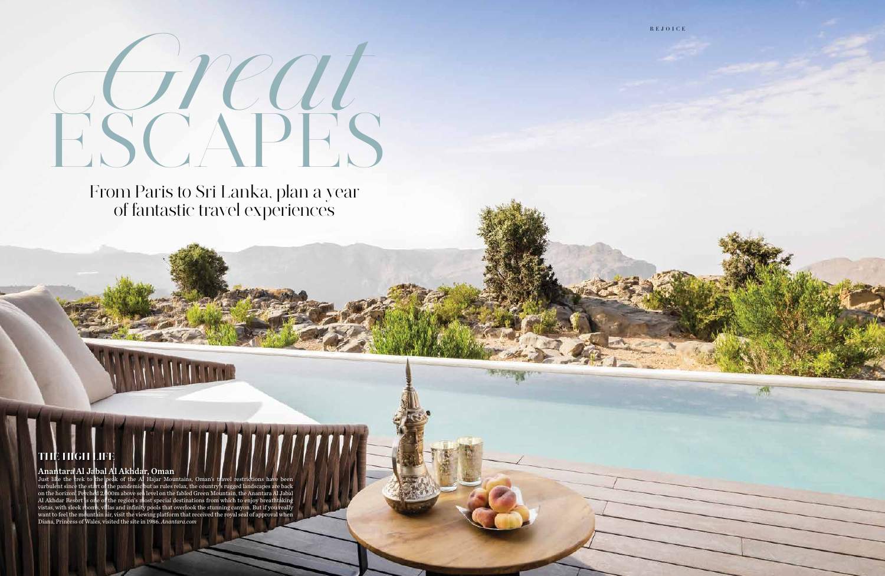# *Great* ESCAPES

From Paris to Sri Lanka, plan a year of fantastic travel experiences

## THE HIGH LIFE

**Anantara Al Jabal Al Akhdar, Oman**

Just like the trek to the peak of the Al Hajar Mountains, Oman's travel restrictions have been turbulent since the start of the pandemic but as rules relax, the country's rugged landscapes are back on the horizon. Perched 2,000m above sea level on the fabled Green Mountain, the Anantara Al Jabal Al Akhdar Resort is one of the region's most special destinations from which to enjoy breathtaking vistas, with sleek rooms, villas and infinity pools that overlook the stunning canyon. But if you really want to feel the mountain air, visit the viewing platform that received the royal seal of approval when Diana, Princess of Wales, visited the site in 1986. *Anantara.com*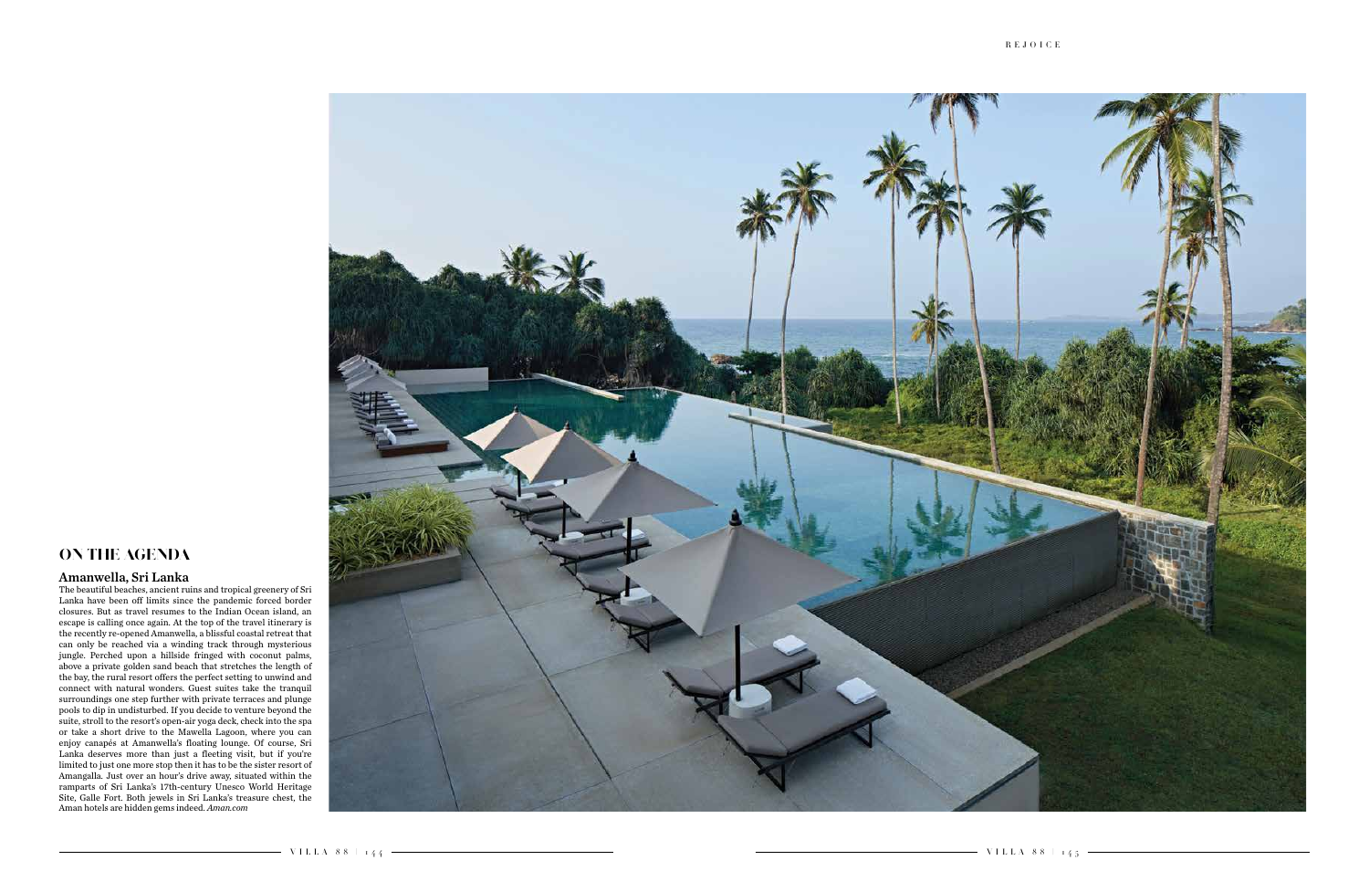## ON THE AGENDA

### Amanwella, Sri Lanka

The beautiful beaches, ancient ruins and tropical greenery of Sri Lanka have been off limits since the pandemic forced border closures. But as travel resumes to the Indian Ocean island, an escape is calling once again. At the top of the travel itinerary is the recently re-opened Amanwella, a blissful coastal retreat that can only be reached via a winding track through mysterious jungle. Perched upon a hillside fringed with coconut palms, above a private golden sand beach that stretches the length of the bay, the rural resort offers the perfect setting to unwind and connect with natural wonders. Guest suites take the tranquil surroundings one step further with private terraces and plunge pools to dip in undisturbed. If you decide to venture beyond the suite, stroll to the resort's open-air yoga deck, check into the spa or take a short drive to the Mawella Lagoon, where you can enjoy canapés at Amanwella's floating lounge. Of course, Sri Lanka deserves more than just a fleeting visit, but if you're limited to just one more stop then it has to be the sister resort of Amangalla. Just over an hour's drive away, situated within the ramparts of Sri Lanka's 17th-century Unesco World Heritage Site, Galle Fort. Both jewels in Sri Lanka's treasure chest, the Aman hotels are hidden gems indeed. *Aman.com*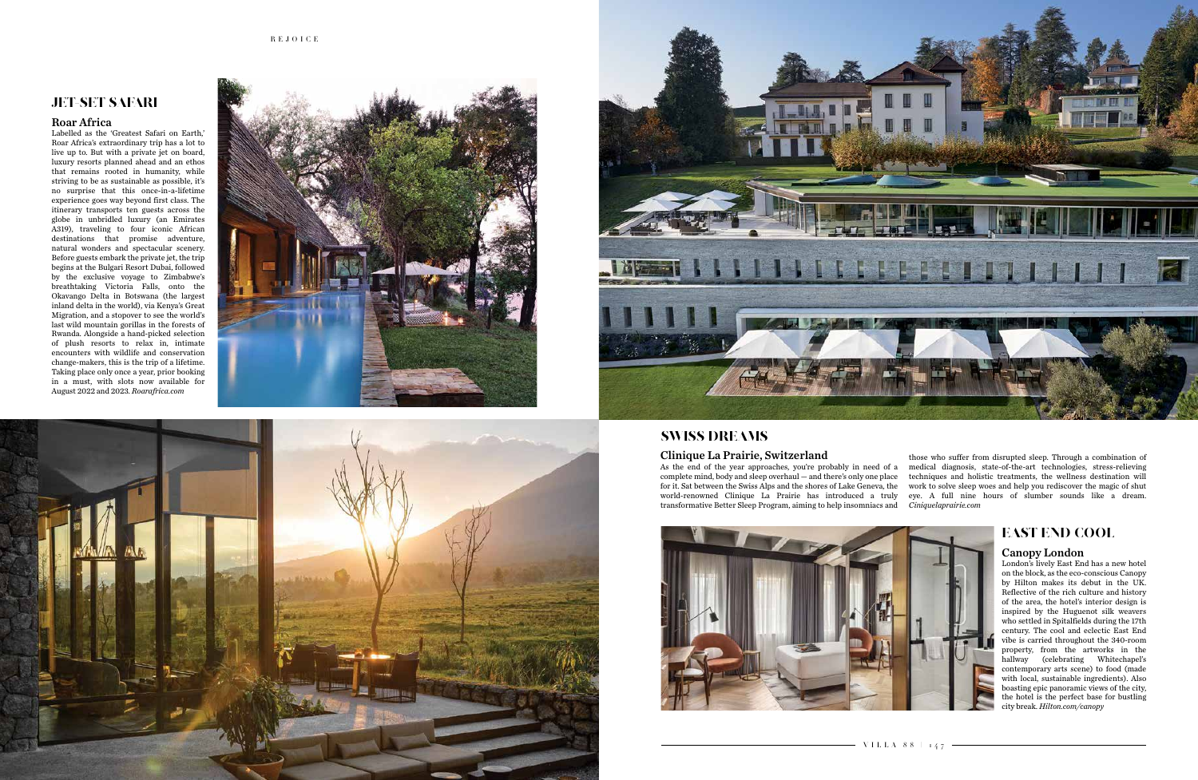## JET-SET SAFARI

### Roar Africa

Labelled as the 'Greatest Safari on Earth,' Roar Africa's extraordinary trip has a lot to live up to. But with a private jet on board, luxury resorts planned ahead and an ethos that remains rooted in humanity, while striving to be as sustainable as possible, it's no surprise that this once-in-a-lifetime experience goes way beyond first class. The itinerary transports ten guests across the globe in unbridled luxury (an Emirates A319), traveling to four iconic African destinations that promise adventure, natural wonders and spectacular scenery. Before guests embark the private jet, the trip begins at the Bulgari Resort Dubai, followed by the exclusive voyage to Zimbabwe's breathtaking Victoria Falls, onto the Okavango Delta in Botswana (the largest inland delta in the world), via Kenya's Great Migration, and a stopover to see the world's last wild mountain gorillas in the forests of Rwanda. Alongside a hand-picked selection of plush resorts to relax in, intimate encounters with wildlife and conservation change-makers, this is the trip of a lifetime. Taking place only once a year, prior booking in a must, with slots now available for August 2022 and 2023. *Roarafrica.com*

## SWISS DREAMS

### Clinique La Prairie, Switzerland

As the end of the year approaches, you're probably in need of a complete mind, body and sleep overhaul — and there's only one place for it. Sat between the Swiss Alps and the shores of Lake Geneva, the world-renowned Clinique La Prairie has introduced a truly transformative Better Sleep Program, aiming to help insomniacs and those who suffer from disrupted sleep. Through a combination of medical diagnosis, state-of-the-art technologies, stress-relieving techniques and holistic treatments, the wellness destination will work to solve sleep woes and help you rediscover the magic of shut eye. A full nine hours of slumber sounds like a dream. *Ciniquelaprairie.com*

## EAST END COOL

### Canopy London

London's lively East End has a new hotel on the block, as the eco-conscious Canopy by Hilton makes its debut in the UK. Reflective of the rich culture and history of the area, the hotel's interior design is inspired by the Huguenot silk weavers who settled in Spitalfields during the 17th century. The cool and eclectic East End vibe is carried throughout the 340-room property, from the artworks in the hallway (celebrating Whitechapel's contemporary arts scene) to food (made with local, sustainable ingredients). Also boasting epic panoramic views of the city, the hotel is the perfect base for bustling city break. *Hilton.com/canopy*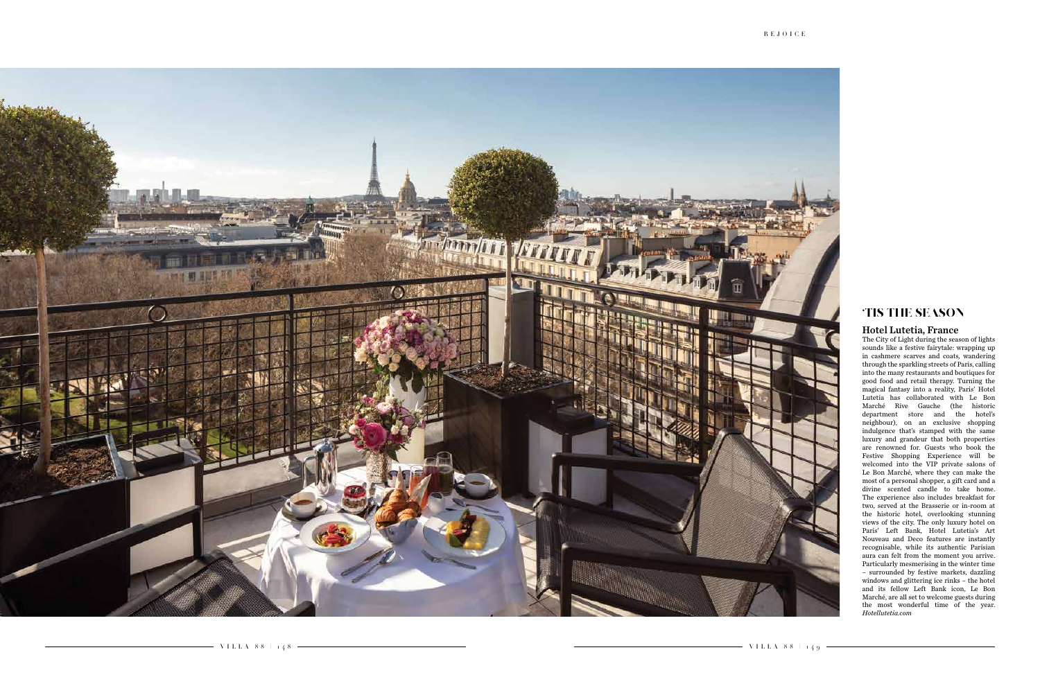## 'TIS THE SEASON

### Hotel Lutetia, France

The City of Light during the season of lights sounds like a festive fairytale: wrapping up in cashmere scarves and coats, wandering through the sparkling streets of Paris, calling into the many restaurants and boutiques for good food and retail therapy. Turning the magical fantasy into a reality, Paris' Hotel Lutetia has collaborated with Le Bon Marché Rive Gauche (the historic department store and the hotel's neighbour), on an exclusive shopping indulgence that's stamped with the same luxury and grandeur that both properties are renowned for. Guests who book the Festive Shopping Experience will be welcomed into the VIP private salons of Le Bon Marché, where they can make the most of a personal shopper, a gift card and a divine scented candle to take home. The experience also includes breakfast for two, served at the Brasserie or in-room at the historic hotel, overlooking stunning views of the city. The only luxury hotel on Paris' Left Bank, Hotel Lutetia's Art Nouveau and Deco features are instantly recognisable, while its authentic Parisian aura can felt from the moment you arrive. Particularly mesmerising in the winter time – surrounded by festive markets, dazzling windows and glittering ice rinks – the hotel and its fellow Left Bank icon, Le Bon Marché, are all set to welcome guests during the most wonderful time of the year. *Hotellutetia.com*